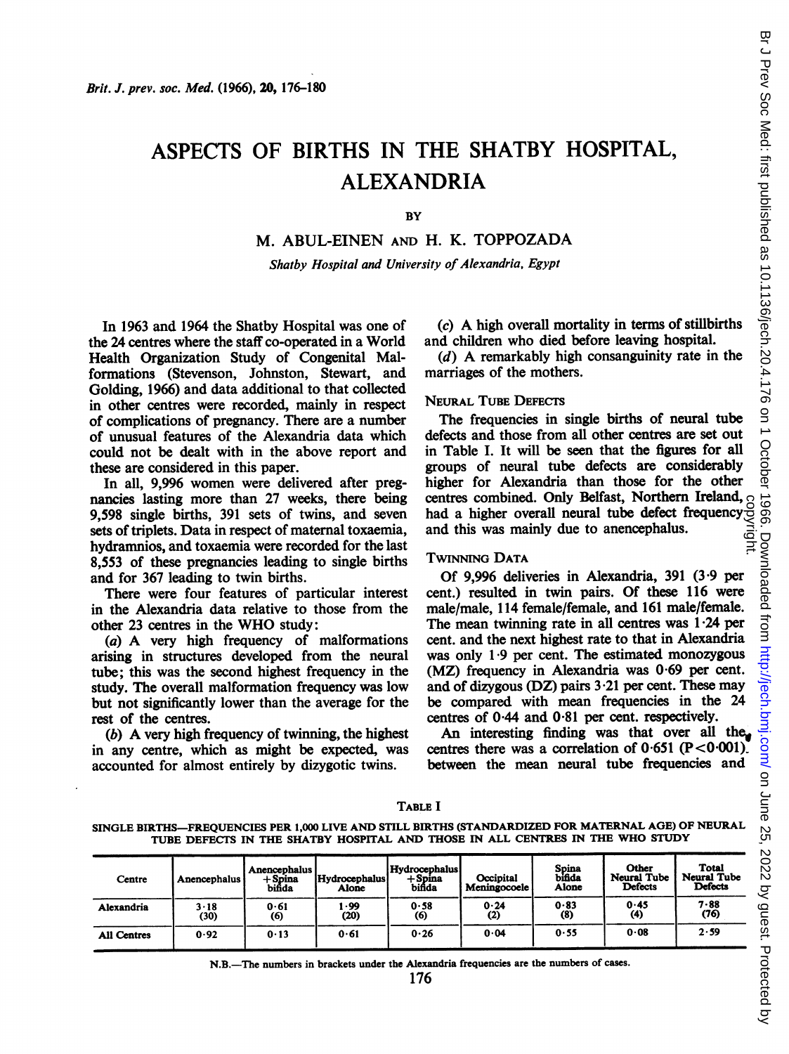# ASPECTS OF BIRTHS IN THE SHATBY HOSPITAL, ALEXANDRIA

BY

M. ABUL-EINEN AND H. K. TOPPOZADA

*Shatby Hospital and University of Alexandria, Egypt*

In 1963 and 1964 the Shatby Hospital was one of the 24 centres where the staff co-operated in a World Health Organization Study of Congenital Malformations (Stevenson, Johnston, Stewart, and Golding, 1966) and data additional to that collected in other centres were recorded, mainly in respect of complications of pregnancy. There are a number of unusual features of the Alexandria data which could not be dealt with in the above report and these are considered in this paper.

In all, 9,996 women were delivered after pregnancies lasting more than 27 weeks, there being 9,598 single births, 391 sets of twins, and seven sets of triplets. Data in respect of maternal toxaemia, hydramnios, and toxaemia were recorded for the last 8,553 of these pregnancies leading to single births and for 367 leading to twin births.

There were four features of particular interest in the Alexandria data relative to those from the other 23 centres in the WHO study:

(*a*) A very high frequency of malformations arising in structures developed from the neural tube; this was the second highest frequency in the study. The overall malformation frequency was low but not significantly lower than the average for the rest of the centres.

(*b*) A very high frequency of twinning, the highest in any centre, which as might be expected, was accounted for almost entirely by dizygotic twins.

(*c*) A high overall mortality in terms of stillbirths and children who died before leaving hospital.

(*d*) A remarkably high consanguinity rate in the marriages of the mothers.

## Neural Tube Defects

The frequencies in single births of neural tube defects and those from all other centres are set out in Table I. It will be seen that the figures for all groups of neural tube defects are considerably higher for Alexandria than those for the other centres combined. Only Belfast, Northern Ireland, had a higher overall neural tube defect frequency and this was mainly due to anencephalus.

## Twinning Data

Of 9,996 deliveries in Alexandria, 391 (3·9 per cent.) resulted in twin pairs. Of these 116 were male/male, 114 female/female, and 161 male/female. The mean twinning rate in all centres was 1·24 per cent. and the next highest rate to that in Alexandria was only 1·9 per cent. The estimated monozygous (MZ) frequency in Alexandria was 0·69 per cent. and of dizygous (DZ) pairs 3·21 per cent. These may be compared with mean frequencies in the 24 centres of 0·44 and 0·81 per cent. respectively.

An interesting finding was that over all the centres there was a correlation of 0·651 ($P<0·001$) between the mean neural tube frequencies and

TABLE I

SINGLE BIRTHS—FREQUENCIES PER 1,000 LIVE AND STILL BIRTHS (STANDARDIZED FOR MATERNAL AGE) OF NEURAL TUBE DEFECTS IN THE SHATBY HOSPITAL AND THOSE IN ALL CENTRES IN THE WHO STUDY

| Centre | Anencephalus | Anencephalus + Spina bifida | Hydrocephalus Alone | Hydrocephalus + Spina bifida | Occipital Meningocoele | Spina bifida Alone | Other Neural Tube Defects | Total Neural Tube Defects |
|---|---|---|---|---|---|---|---|---|
| Alexandria | 3·18 (30) | 0·61 (6) | 1·99 (20) | 0·58 (6) | 0·24 (2) | 0·83 (8) | 0·45 (4) | 7·88 (76) |
| All Centres | 0·92 | 0·13 | 0·61 | 0·26 | 0·04 | 0·55 | 0·08 | 2·59 |

N.B.—The numbers in brackets under the Alexandria frequencies are the numbers of cases.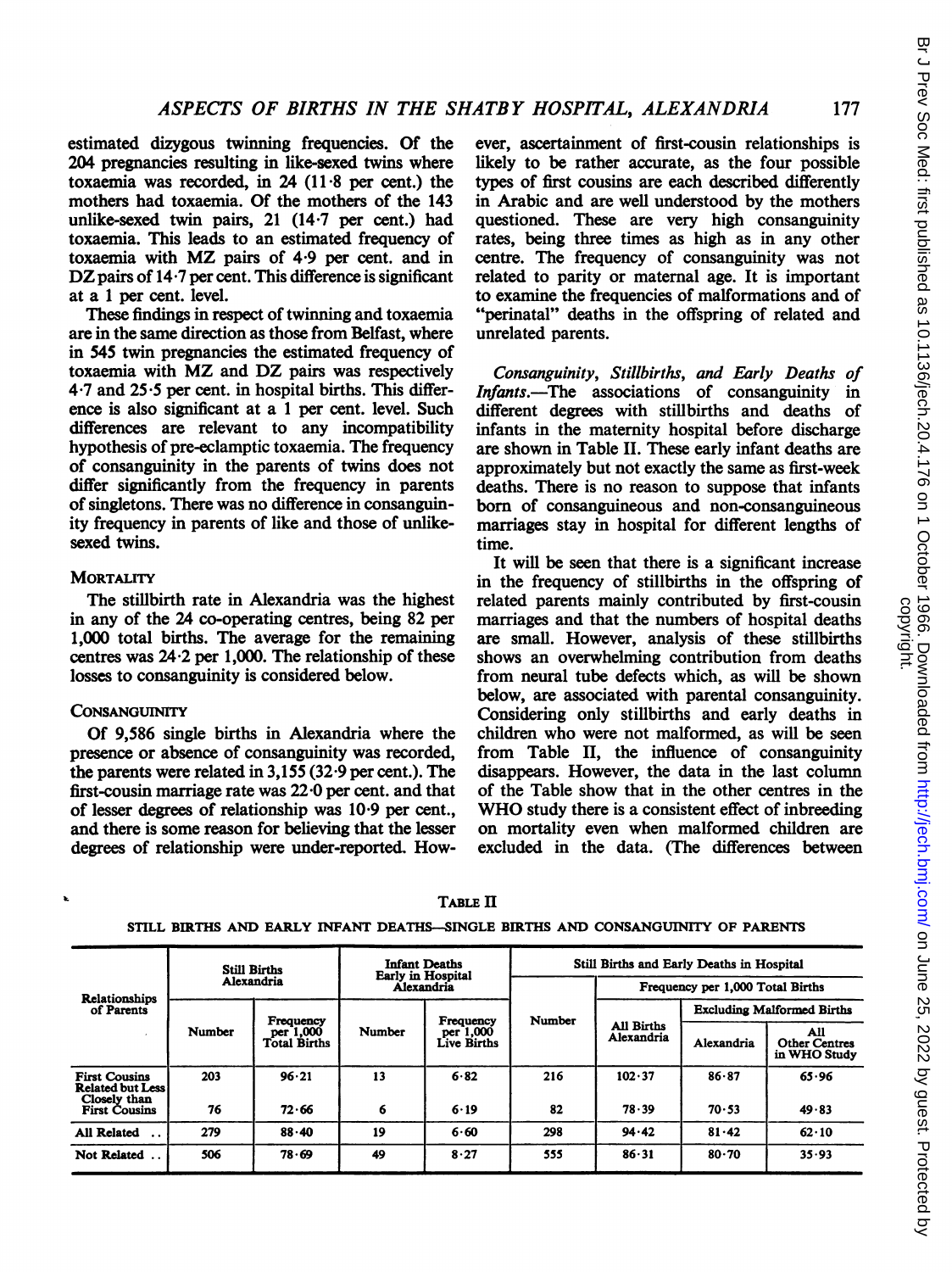estimated dizygous twinning frequencies. Of the 204 pregnancies resulting in like-sexed twins where toxaemia was recorded, in 24 (11·8 per cent.) the mothers had toxaemia. Of the mothers of the 143 unlike-sexed twin pairs, 21 (14·7 per cent.) had toxaemia. This leads to an estimated frequency of toxaemia with MZ pairs of 4·9 per cent. and in DZ pairs of 14·7 per cent. This difference is significant at a 1 per cent. level.

These findings in respect of twinning and toxaemia are in the same direction as those from Belfast, where in 545 twin pregnancies the estimated frequency of toxaemia with MZ and DZ pairs was respectively 4·7 and 25·5 per cent. in hospital births. This difference is also significant at a 1 per cent. level. Such differences are relevant to any incompatibility hypothesis of pre-eclamptic toxaemia. The frequency of consanguinity in the parents of twins does not differ significantly from the frequency in parents of singletons. There was no difference in consanguinity frequency in parents of like and those of unlike-sexed twins.

## Mortality

The stillbirth rate in Alexandria was the highest in any of the 24 co-operating centres, being 82 per 1,000 total births. The average for the remaining centres was 24·2 per 1,000. The relationship of these losses to consanguinity is considered below.

## Consanguinity

Of 9,586 single births in Alexandria where the presence or absence of consanguinity was recorded, the parents were related in 3,155 (32·9 per cent.). The first-cousin marriage rate was 22·0 per cent. and that of lesser degrees of relationship was 10·9 per cent., and there is some reason for believing that the lesser degrees of relationship were under-reported. However, ascertainment of first-cousin relationships is likely to be rather accurate, as the four possible types of first cousins are each described differently in Arabic and are well understood by the mothers questioned. These are very high consanguinity rates, being three times as high as in any other centre. The frequency of consanguinity was not related to parity or maternal age. It is important to examine the frequencies of malformations and of "perinatal" deaths in the offspring of related and unrelated parents.

*Consanguinity, Stillbirths, and Early Deaths of Infants.*—The associations of consanguinity in different degrees with stillbirths and deaths of infants in the maternity hospital before discharge are shown in Table II. These early infant deaths are approximately but not exactly the same as first-week deaths. There is no reason to suppose that infants born of consanguineous and non-consanguineous marriages stay in hospital for different lengths of time.

It will be seen that there is a significant increase in the frequency of stillbirths in the offspring of related parents mainly contributed by first-cousin marriages and that the numbers of hospital deaths are small. However, analysis of these stillbirths shows an overwhelming contribution from deaths from neural tube defects which, as will be shown below, are associated with parental consanguinity. Considering only stillbirths and early deaths in children who were not malformed, as will be seen from Table II, the influence of consanguinity disappears. However, the data in the last column of the Table show that in the other centres in the WHO study there is a consistent effect of inbreeding on mortality even when malformed children are excluded in the data. (The differences between

TABLE II

STILL BIRTHS AND EARLY INFANT DEATHS—SINGLE BIRTHS AND CONSANGUINITY OF PARENTS

| Relationships of Parents | Still Births Alexandria | | Infant Deaths Early in Hospital Alexandria | | Still Births and Early Deaths in Hospital | | | |
|---|---|---|---|---|---|---|---|---|
| | | | | | Number | Frequency per 1,000 Total Births | | |
| | | | | | | All Births Alexandria | Excluding Malformed Births | |
| | Number | Frequency per 1,000 Total Births | Number | Frequency per 1,000 Live Births | | | Alexandria | All Other Centres in WHO Study |
| First Cousins | 203 | 96·21 | 13 | 6·82 | 216 | 102·37 | 86·87 | 65·96 |
| Related but Less Closely than First Cousins | 76 | 72·66 | 6 | 6·19 | 82 | 78·39 | 70·53 | 49·83 |
| All Related .. | 279 | 88·40 | 19 | 6·60 | 298 | 94·42 | 81·42 | 62·10 |
| Not Related .. | 506 | 78·69 | 49 | 8·27 | 555 | 86·31 | 80·70 | 35·93 |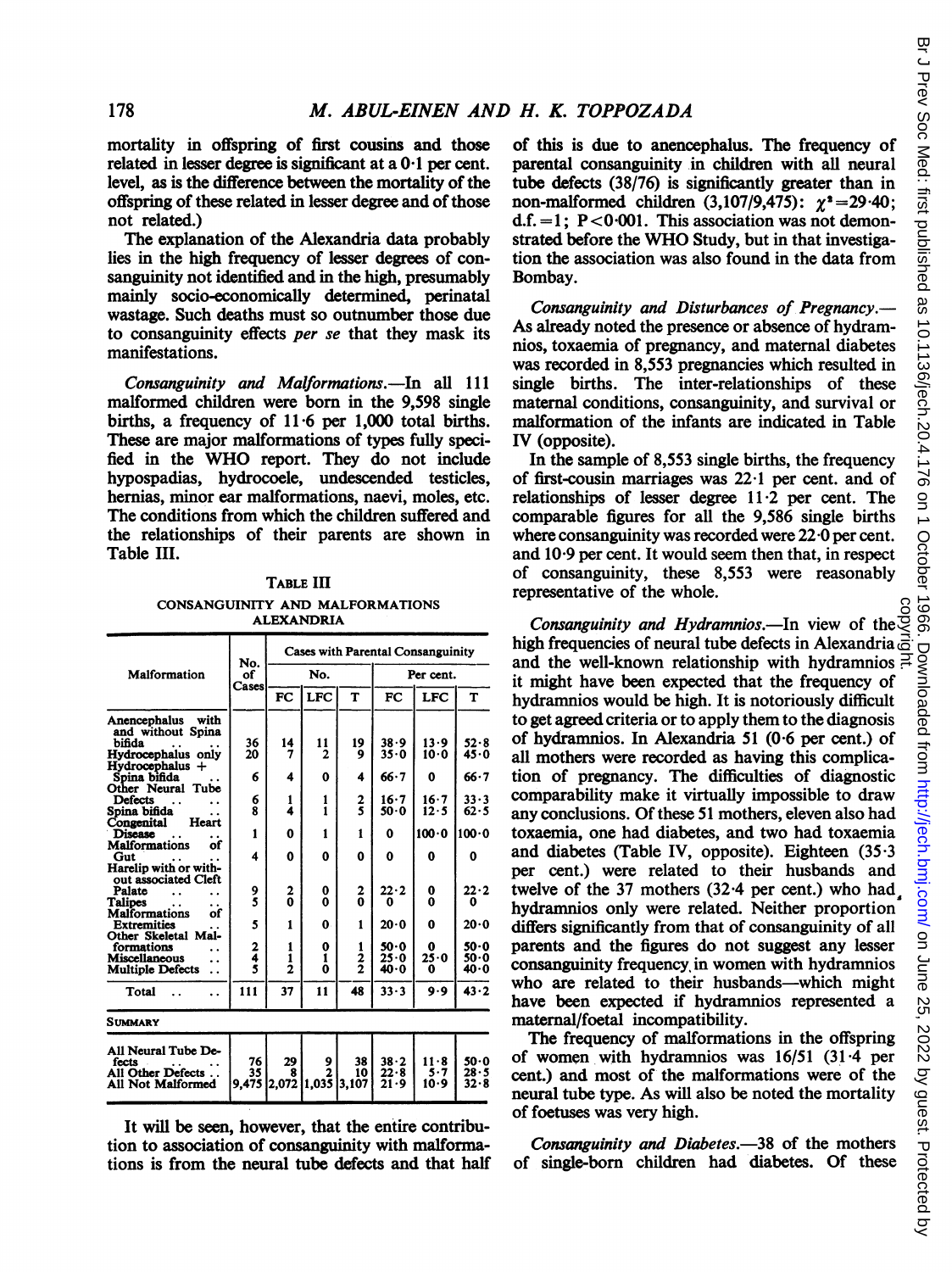mortality in offspring of first cousins and those related in lesser degree is significant at a 0·1 per cent. level, as is the difference between the mortality of the offspring of these related in lesser degree and of those not related.)

The explanation of the Alexandria data probably lies in the high frequency of lesser degrees of consanguinity not identified and in the high, presumably mainly socio-economically determined, perinatal wastage. Such deaths must so outnumber those due to consanguinity effects *per se* that they mask its manifestations.

*Consanguinity and Malformations.*—In all 111 malformed children were born in the 9,598 single births, a frequency of 11·6 per 1,000 total births. These are major malformations of types fully specified in the WHO report. They do not include hypospadias, hydrocoele, undescended testicles, hernias, minor ear malformations, naevi, moles, etc. The conditions from which the children suffered and the relationships of their parents are shown in Table III.

TABLE III

CONSANGUINITY AND MALFORMATIONS ALEXANDRIA

| Malformation | No. of Cases | Cases with Parental Consanguinity | | | | | |
|---|---|---|---|---|---|---|---|
| | | No. | | | Per cent. | | |
| | | FC | LFC | T | FC | LFC | T |
| Anencephalus with and without Spina bifida | 36 | 14 | 11 | 19 | 38·9 | 13·9 | 52·8 |
| Hydrocephalus only | 20 | 7 | 2 | 9 | 35·0 | 10·0 | 45·0 |
| Hydrocephalus + Spina bifida | 6 | 4 | 0 | 4 | 66·7 | 0 | 66·7 |
| Other Neural Tube Defects | 6 | 1 | 1 | 2 | 16·7 | 16·7 | 33·3 |
| Spina bifida | 8 | 4 | 1 | 5 | 50·0 | 12·5 | 62·5 |
| Congenital Heart Disease | 1 | 0 | 1 | 1 | 0 | 100·0 | 100·0 |
| Malformations of Gut | 4 | 0 | 0 | 0 | 0 | 0 | 0 |
| Harelip with or without associated Cleft Palate | 9 | 2 | 0 | 2 | 22·2 | 0 | 22·2 |
| Talipes | 5 | 0 | 0 | 0 | 0 | 0 | 0 |
| Malformations of Extremities | 5 | 1 | 0 | 1 | 20·0 | 0 | 20·0 |
| Other Skeletal Malformations | 2 | 1 | 0 | 1 | 50·0 | 0 | 50·0 |
| Miscellaneous | 4 | 1 | 1 | 2 | 25·0 | 25·0 | 50·0 |
| Multiple Defects | 5 | 2 | 0 | 2 | 40·0 | 0 | 40·0 |
| Total | 111 | 37 | 11 | 48 | 33·3 | 9·9 | 43·2 |
| **SUMMARY** | | | | | | | |
| All Neural Tube Defects | 76 | 29 | 9 | 38 | 38·2 | 11·8 | 50·0 |
| All Other Defects | 35 | 8 | 2 | 10 | 22·8 | 5·7 | 28·5 |
| All Not Malformed | 9,475 | 2,072 | 1,035 | 3,107 | 21·9 | 10·9 | 32·8 |

It will be seen, however, that the entire contribution to association of consanguinity with malformations is from the neural tube defects and that half of this is due to anencephalus. The frequency of parental consanguinity in children with all neural tube defects (38/76) is significantly greater than in non-malformed children (3,107/9,475): $\chi^2 = 29{\cdot}40$; d.f. = 1; $P < 0{\cdot}001$. This association was not demonstrated before the WHO Study, but in that investigation the association was also found in the data from Bombay.

*Consanguinity and Disturbances of Pregnancy.*—As already noted the presence or absence of hydramnios, toxaemia of pregnancy, and maternal diabetes was recorded in 8,553 pregnancies which resulted in single births. The inter-relationships of these maternal conditions, consanguinity, and survival or malformation of the infants are indicated in Table IV (opposite).

In the sample of 8,553 single births, the frequency of first-cousin marriages was 22·1 per cent. and of relationships of lesser degree 11·2 per cent. The comparable figures for all the 9,586 single births where consanguinity was recorded were 22·0 per cent. and 10·9 per cent. It would seem then that, in respect of consanguinity, these 8,553 were reasonably representative of the whole.

*Consanguinity and Hydramnios.*—In view of the high frequencies of neural tube defects in Alexandria and the well-known relationship with hydramnios it might have been expected that the frequency of hydramnios would be high. It is notoriously difficult to get agreed criteria or to apply them to the diagnosis of hydramnios. In Alexandria 51 (0·6 per cent.) of all mothers were recorded as having this complication of pregnancy. The difficulties of diagnostic comparability make it virtually impossible to draw any conclusions. Of these 51 mothers, eleven also had toxaemia, one had diabetes, and two had toxaemia and diabetes (Table IV, opposite). Eighteen (35·3 per cent.) were related to their husbands and twelve of the 37 mothers (32·4 per cent.) who had hydramnios only were related. Neither proportion differs significantly from that of consanguinity of all parents and the figures do not suggest any lesser consanguinity frequency in women with hydramnios who are related to their husbands—which might have been expected if hydramnios represented a maternal/foetal incompatibility.

The frequency of malformations in the offspring of women with hydramnios was 16/51 (31·4 per cent.) and most of the malformations were of the neural tube type. As will also be noted the mortality of foetuses was very high.

*Consanguinity and Diabetes.*—38 of the mothers of single-born children had diabetes. Of these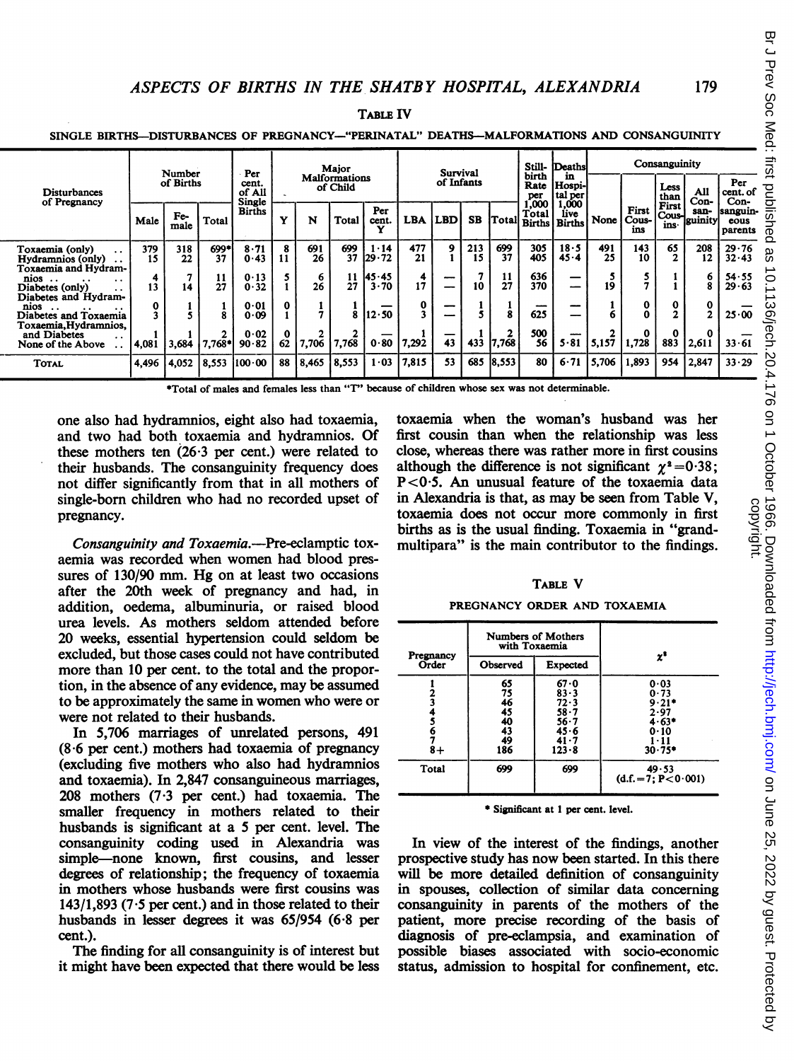TABLE IV

SINGLE BIRTHS—DISTURBANCES OF PREGNANCY—"PERINATAL" DEATHS—MALFORMATIONS AND CONSANGUINITY

| Disturbances of Pregnancy | Number of Births | | | Per cent. of All Single Births | Major Malformations of Child | | | | Survival of Infants | | | | Still-birth Rate per 1,000 Total Births | Deaths in Hospital per 1,000 live Births | Consanguinity | | | | |
|---|---|---|---|---|---|---|---|---|---|---|---|---|---|---|---|---|---|---|---|
| | Male | Female | Total | | Y | N | Total | Per cent. Y | LBA | LBD | SB | Total | | | None | First Cousins | Less than First Cousins | All Consanguinity | Per cent. of Consanguineous parents |
| Toxaemia (only) | 379 | 318 | 699* | 8·71 | 8 | 691 | 699 | 1·14 | 477 | 9 | 213 | 699 | 305 | 18·5 | 491 | 143 | 65 | 208 | 29·76 |
| Hydramnios (only) | 15 | 22 | 37 | 0·43 | 11 | 26 | 37 | 29·72 | 21 | 1 | 15 | 37 | 405 | 45·4 | 25 | 10 | 2 | 12 | 32·43 |
| Toxaemia and Hydramnios | 4 | 7 | 11 | 0·13 | 5 | 6 | 11 | 45·45 | 4 | — | 7 | 11 | 636 | — | 5 | 5 | 1 | 6 | 54·55 |
| Diabetes (only) | 13 | 14 | 27 | 0·32 | 1 | 26 | 27 | 3·70 | 17 | — | 10 | 27 | 370 | — | 19 | 7 | 1 | 8 | 29·63 |
| Diabetes and Hydramnios | 0 | 1 | 1 | 0·01 | 0 | 1 | 1 | — | 0 | — | 1 | 1 | — | — | 1 | 0 | 0 | 0 | — |
| Diabetes and Toxaemia | 3 | 5 | 8 | 0·09 | 1 | 7 | 8 | 12·50 | 3 | — | 5 | 8 | 625 | — | 6 | 0 | 2 | 2 | 25·00 |
| Toxaemia, Hydramnios, and Diabetes | 1 | 1 | 2 | 0·02 | 0 | 2 | 2 | — | 1 | — | 1 | 2 | 500 | — | 2 | 0 | 0 | 0 | — |
| None of the Above | 4,081 | 3,684 | 7,768* | 90·82 | 62 | 7,706 | 7,768 | 0·80 | 7,292 | 43 | 433 | 7,768 | 56 | 5·81 | 5,157 | 1,728 | 883 | 2,611 | 33·61 |
| TOTAL | 4,496 | 4,052 | 8,553 | 100·00 | 88 | 8,465 | 8,553 | 1·03 | 7,815 | 53 | 685 | 8,553 | 80 | 6·71 | 5,706 | 1,893 | 954 | 2,847 | 33·29 |

*Total of males and females less than "T" because of children whose sex was not determinable.

one also had hydramnios, eight also had toxaemia, and two had both toxaemia and hydramnios. Of these mothers ten (26·3 per cent.) were related to their husbands. The consanguinity frequency does not differ significantly from that in all mothers of single-born children who had no recorded upset of pregnancy.

*Consanguinity and Toxaemia.*—Pre-eclamptic toxaemia was recorded when women had blood pressures of 130/90 mm. Hg on at least two occasions after the 20th week of pregnancy and had, in addition, oedema, albuminuria, or raised blood urea levels. As mothers seldom attended before 20 weeks, essential hypertension could seldom be excluded, but those cases could not have contributed more than 10 per cent. to the total and the proportion, in the absence of any evidence, may be assumed to be approximately the same in women who were or were not related to their husbands.

In 5,706 marriages of unrelated persons, 491 (8·6 per cent.) mothers had toxaemia of pregnancy (excluding five mothers who also had hydramnios and toxaemia). In 2,847 consanguineous marriages, 208 mothers (7·3 per cent.) had toxaemia. The smaller frequency in mothers related to their husbands is significant at a 5 per cent. level. The consanguinity coding used in Alexandria was simple—none known, first cousins, and lesser degrees of relationship; the frequency of toxaemia in mothers whose husbands were first cousins was 143/1,893 (7·5 per cent.) and in those related to their husbands in lesser degrees it was 65/954 (6·8 per cent.).

The finding for all consanguinity is of interest but it might have been expected that there would be less toxaemia when the woman's husband was her first cousin than when the relationship was less close, whereas there was rather more in first cousins although the difference is not significant $\chi^2 = 0 \cdot 38$; $P < 0 \cdot 5$. An unusual feature of the toxaemia data in Alexandria is that, as may be seen from Table V, toxaemia does not occur more commonly in first births as is the usual finding. Toxaemia in "grand-multipara" is the main contributor to the findings.

TABLE V

PREGNANCY ORDER AND TOXAEMIA

| Pregnancy Order | Numbers of Mothers with Toxaemia | | $\chi^2$ |
|---|---|---|---|
| | Observed | Expected | |
| 1 | 65 | 67·0 | 0·03 |
| 2 | 75 | 83·3 | 0·73 |
| 3 | 46 | 72·3 | 9·21* |
| 4 | 45 | 58·7 | 2·97 |
| 5 | 40 | 56·7 | 4·63* |
| 6 | 43 | 45·6 | 0·10 |
| 7 | 49 | 41·7 | 1·11 |
| 8+ | 186 | 123·8 | 30·75* |
| Total | 699 | 699 | 49·53 (d.f. = 7; $P < 0 \cdot 001$) |

* Significant at 1 per cent. level.

In view of the interest of the findings, another prospective study has now been started. In this there will be more detailed definition of consanguinity in spouses, collection of similar data concerning consanguinity in parents of the mothers of the patient, more precise recording of the basis of diagnosis of pre-eclampsia, and examination of possible biases associated with socio-economic status, admission to hospital for confinement, etc.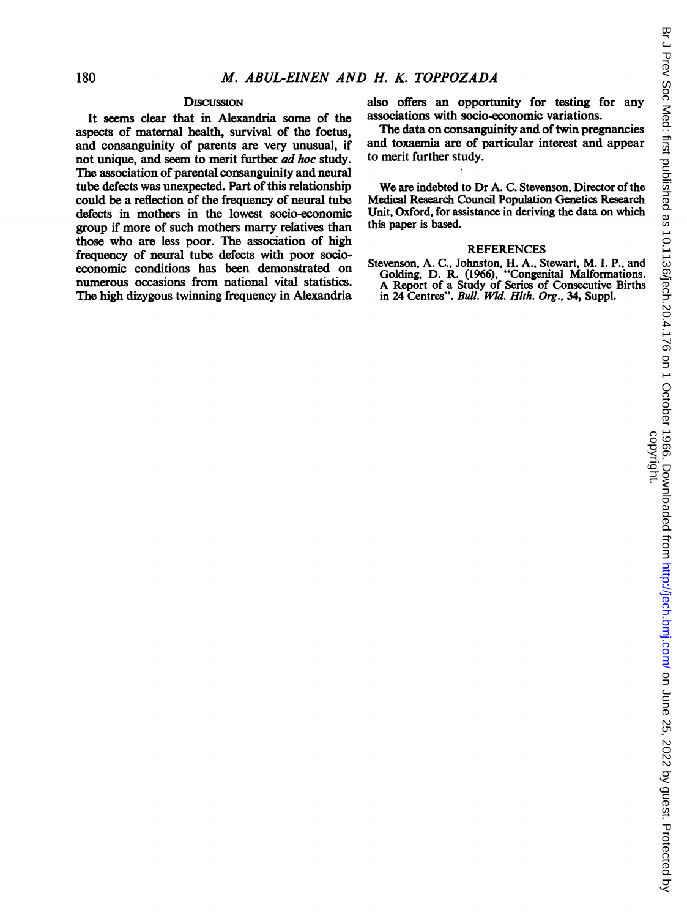## Discussion

It seems clear that in Alexandria some of the aspects of maternal health, survival of the foetus, and consanguinity of parents are very unusual, if not unique, and seem to merit further *ad hoc* study. The association of parental consanguinity and neural tube defects was unexpected. Part of this relationship could be a reflection of the frequency of neural tube defects in mothers in the lowest socio-economic group if more of such mothers marry relatives than those who are less poor. The association of high frequency of neural tube defects with poor socio-economic conditions has been demonstrated on numerous occasions from national vital statistics. The high dizygous twinning frequency in Alexandria also offers an opportunity for testing for any associations with socio-economic variations.

The data on consanguinity and of twin pregnancies and toxaemia are of particular interest and appear to merit further study.

We are indebted to Dr A. C. Stevenson, Director of the Medical Research Council Population Genetics Research Unit, Oxford, for assistance in deriving the data on which this paper is based.

## References

Stevenson, A. C., Johnston, H. A., Stewart, M. I. P., and Golding, D. R. (1966), "Congenital Malformations. A Report of a Study of Series of Consecutive Births in 24 Centres". *Bull. Wld. Hlth. Org.*, **34**, Suppl.